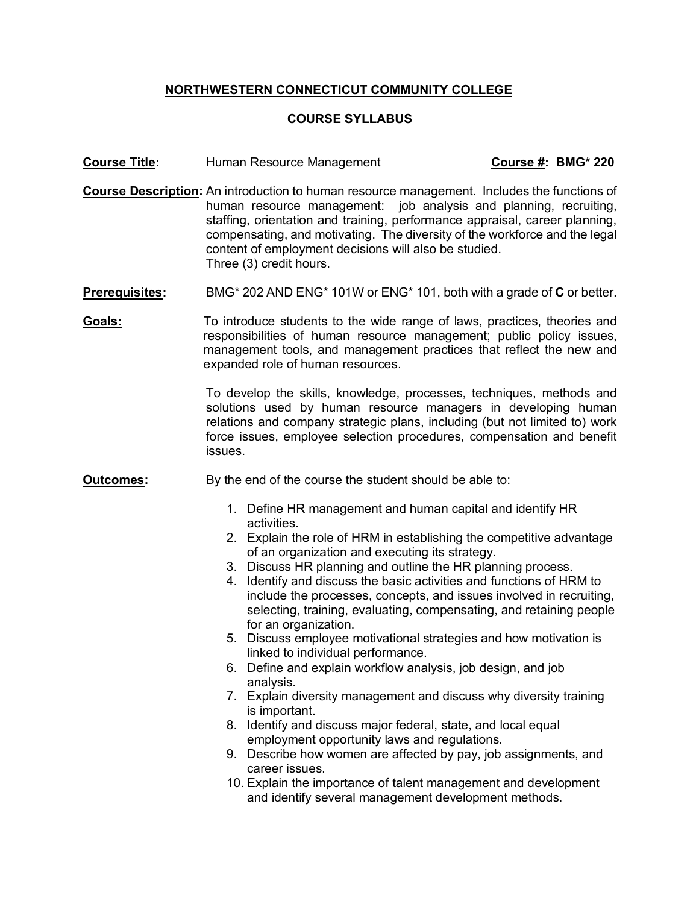# NORTHWESTERN CONNECTICUT COMMUNITY COLLEGE

## COURSE SYLLABUS

**Course Title:** Human Resource Management **Course #: BMG* 220**

**Course Description:** An introduction to human resource management. Includes the functions of human resource management: job analysis and planning, recruiting, staffing, orientation and training, performance appraisal, career planning, compensating, and motivating. The diversity of the workforce and the legal content of employment decisions will also be studied.
Three (3) credit hours.

**Prerequisites:** BMG* 202 AND ENG* 101W or ENG* 101, both with a grade of **C** or better.

**Goals:** To introduce students to the wide range of laws, practices, theories and responsibilities of human resource management; public policy issues, management tools, and management practices that reflect the new and expanded role of human resources.

To develop the skills, knowledge, processes, techniques, methods and solutions used by human resource managers in developing human relations and company strategic plans, including (but not limited to) work force issues, employee selection procedures, compensation and benefit issues.

**Outcomes:** By the end of the course the student should be able to:

1. Define HR management and human capital and identify HR activities.
2. Explain the role of HRM in establishing the competitive advantage of an organization and executing its strategy.
3. Discuss HR planning and outline the HR planning process.
4. Identify and discuss the basic activities and functions of HRM to include the processes, concepts, and issues involved in recruiting, selecting, training, evaluating, compensating, and retaining people for an organization.
5. Discuss employee motivational strategies and how motivation is linked to individual performance.
6. Define and explain workflow analysis, job design, and job analysis.
7. Explain diversity management and discuss why diversity training is important.
8. Identify and discuss major federal, state, and local equal employment opportunity laws and regulations.
9. Describe how women are affected by pay, job assignments, and career issues.
10. Explain the importance of talent management and development and identify several management development methods.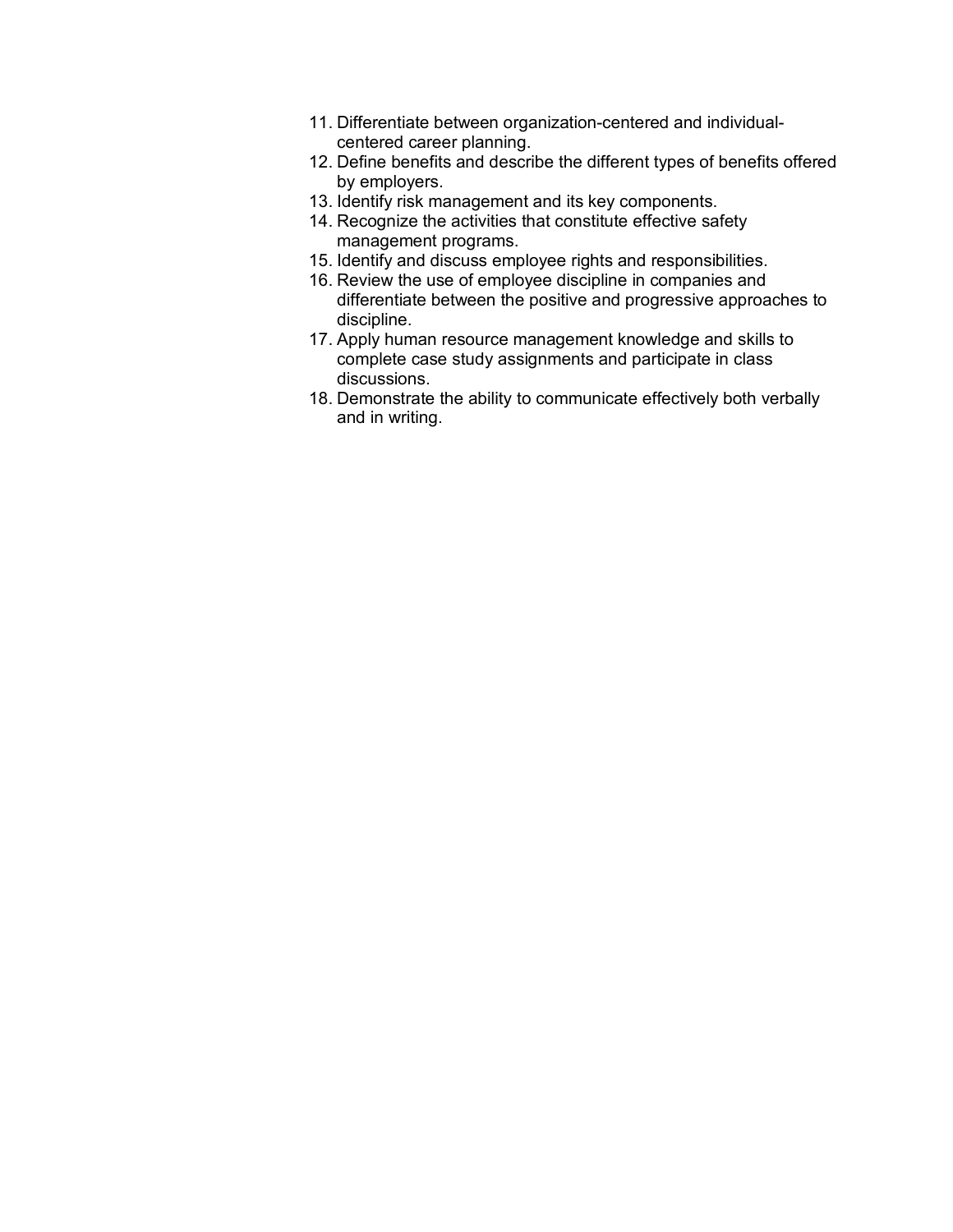11. Differentiate between organization-centered and individual-centered career planning.
12. Define benefits and describe the different types of benefits offered by employers.
13. Identify risk management and its key components.
14. Recognize the activities that constitute effective safety management programs.
15. Identify and discuss employee rights and responsibilities.
16. Review the use of employee discipline in companies and differentiate between the positive and progressive approaches to discipline.
17. Apply human resource management knowledge and skills to complete case study assignments and participate in class discussions.
18. Demonstrate the ability to communicate effectively both verbally and in writing.